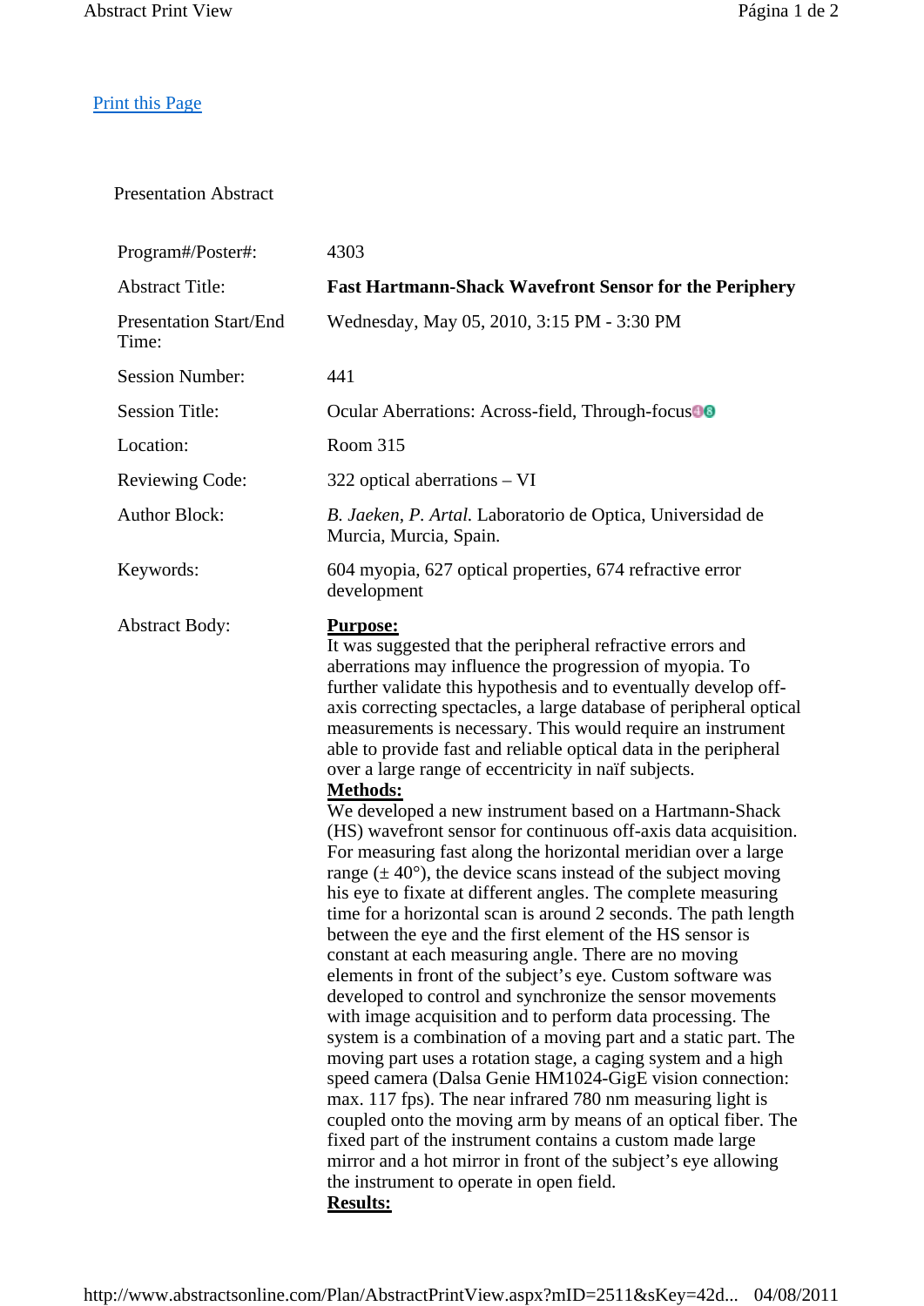[Print this Page](#)

Presentation Abstract

| | |
|---|---|
| Program#/Poster#: | 4303 |
| Abstract Title: | **Fast Hartmann-Shack Wavefront Sensor for the Periphery** |
| Presentation Start/End Time: | Wednesday, May 05, 2010, 3:15 PM - 3:30 PM |
| Session Number: | 441 |
| Session Title: | Ocular Aberrations: Across-field, Through-focus |
| Location: | Room 315 |
| Reviewing Code: | 322 optical aberrations – VI |
| Author Block: | *B. Jaeken, P. Artal.* Laboratorio de Optica, Universidad de Murcia, Murcia, Spain. |
| Keywords: | 604 myopia, 627 optical properties, 674 refractive error development |

Abstract Body:

**Purpose:**
It was suggested that the peripheral refractive errors and aberrations may influence the progression of myopia. To further validate this hypothesis and to eventually develop off-axis correcting spectacles, a large database of peripheral optical measurements is necessary. This would require an instrument able to provide fast and reliable optical data in the peripheral over a large range of eccentricity in naïf subjects.

**Methods:**
We developed a new instrument based on a Hartmann-Shack (HS) wavefront sensor for continuous off-axis data acquisition. For measuring fast along the horizontal meridian over a large range (± 40°), the device scans instead of the subject moving his eye to fixate at different angles. The complete measuring time for a horizontal scan is around 2 seconds. The path length between the eye and the first element of the HS sensor is constant at each measuring angle. There are no moving elements in front of the subject's eye. Custom software was developed to control and synchronize the sensor movements with image acquisition and to perform data processing. The system is a combination of a moving part and a static part. The moving part uses a rotation stage, a caging system and a high speed camera (Dalsa Genie HM1024-GigE vision connection: max. 117 fps). The near infrared 780 nm measuring light is coupled onto the moving arm by means of an optical fiber. The fixed part of the instrument contains a custom made large mirror and a hot mirror in front of the subject's eye allowing the instrument to operate in open field.

**Results:**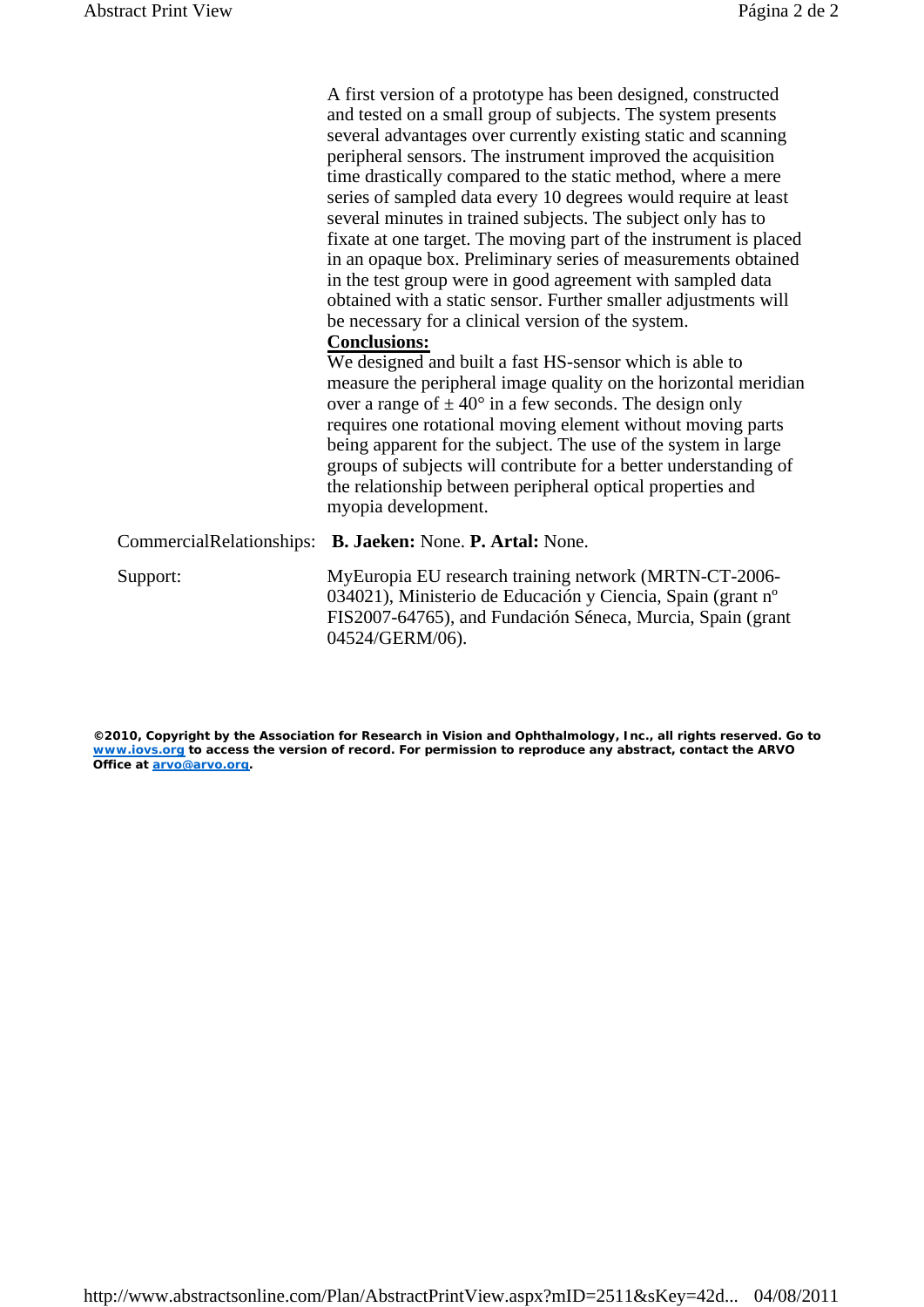A first version of a prototype has been designed, constructed and tested on a small group of subjects. The system presents several advantages over currently existing static and scanning peripheral sensors. The instrument improved the acquisition time drastically compared to the static method, where a mere series of sampled data every 10 degrees would require at least several minutes in trained subjects. The subject only has to fixate at one target. The moving part of the instrument is placed in an opaque box. Preliminary series of measurements obtained in the test group were in good agreement with sampled data obtained with a static sensor. Further smaller adjustments will be necessary for a clinical version of the system.

**Conclusions:**

We designed and built a fast HS-sensor which is able to measure the peripheral image quality on the horizontal meridian over a range of ± 40° in a few seconds. The design only requires one rotational moving element without moving parts being apparent for the subject. The use of the system in large groups of subjects will contribute for a better understanding of the relationship between peripheral optical properties and myopia development.

CommercialRelationships: **B. Jaeken:** None. **P. Artal:** None.

Support: MyEuropia EU research training network (MRTN-CT-2006-034021), Ministerio de Educación y Ciencia, Spain (grant nº FIS2007-64765), and Fundación Séneca, Murcia, Spain (grant 04524/GERM/06).

**©2010, Copyright by the Association for Research in Vision and Ophthalmology, Inc., all rights reserved. Go to www.iovs.org to access the version of record. For permission to reproduce any abstract, contact the ARVO Office at arvo@arvo.org.**